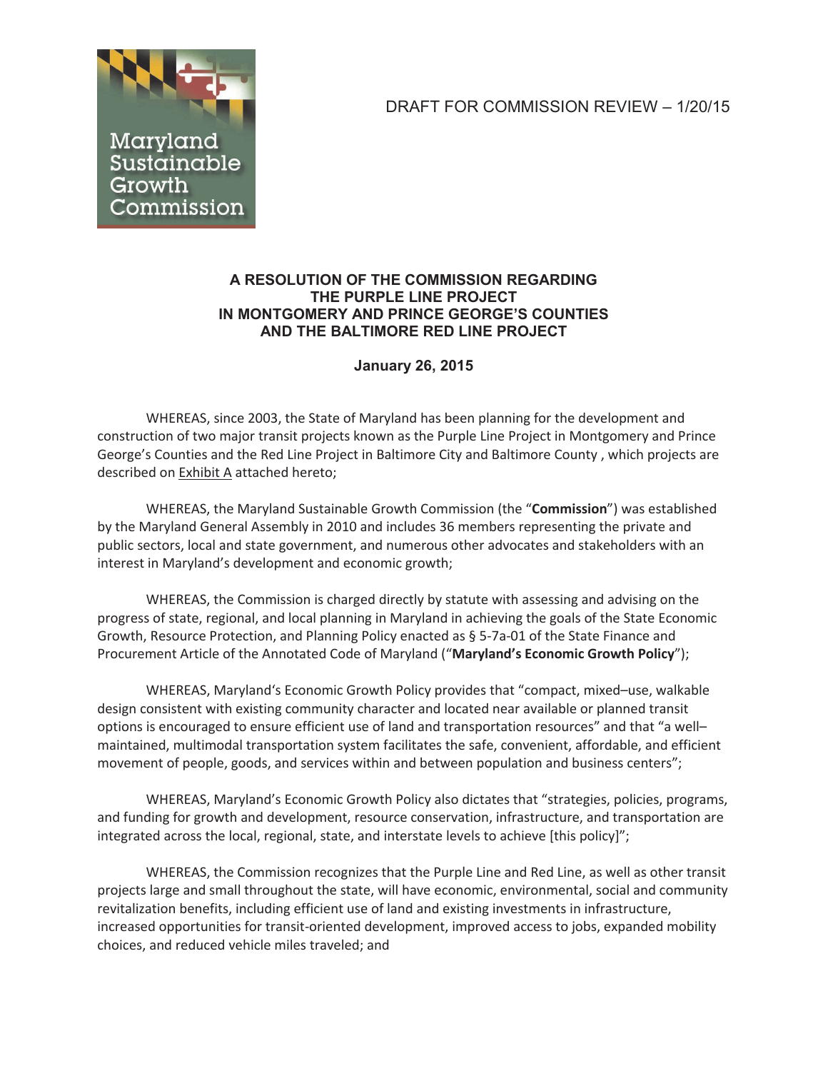Maryland Sustainable Growth Commission

DRAFT FOR COMMISSION REVIEW – 1/20/15

# A RESOLUTION OF THE COMMISSION REGARDING THE PURPLE LINE PROJECT IN MONTGOMERY AND PRINCE GEORGE'S COUNTIES AND THE BALTIMORE RED LINE PROJECT

**January 26, 2015**

WHEREAS, since 2003, the State of Maryland has been planning for the development and construction of two major transit projects known as the Purple Line Project in Montgomery and Prince George's Counties and the Red Line Project in Baltimore City and Baltimore County , which projects are described on <u>Exhibit A</u> attached hereto;

WHEREAS, the Maryland Sustainable Growth Commission (the "**Commission**") was established by the Maryland General Assembly in 2010 and includes 36 members representing the private and public sectors, local and state government, and numerous other advocates and stakeholders with an interest in Maryland's development and economic growth;

WHEREAS, the Commission is charged directly by statute with assessing and advising on the progress of state, regional, and local planning in Maryland in achieving the goals of the State Economic Growth, Resource Protection, and Planning Policy enacted as § 5-7a-01 of the State Finance and Procurement Article of the Annotated Code of Maryland ("**Maryland's Economic Growth Policy**");

WHEREAS, Maryland's Economic Growth Policy provides that "compact, mixed–use, walkable design consistent with existing community character and located near available or planned transit options is encouraged to ensure efficient use of land and transportation resources" and that "a well–maintained, multimodal transportation system facilitates the safe, convenient, affordable, and efficient movement of people, goods, and services within and between population and business centers";

WHEREAS, Maryland's Economic Growth Policy also dictates that "strategies, policies, programs, and funding for growth and development, resource conservation, infrastructure, and transportation are integrated across the local, regional, state, and interstate levels to achieve [this policy]";

WHEREAS, the Commission recognizes that the Purple Line and Red Line, as well as other transit projects large and small throughout the state, will have economic, environmental, social and community revitalization benefits, including efficient use of land and existing investments in infrastructure, increased opportunities for transit-oriented development, improved access to jobs, expanded mobility choices, and reduced vehicle miles traveled; and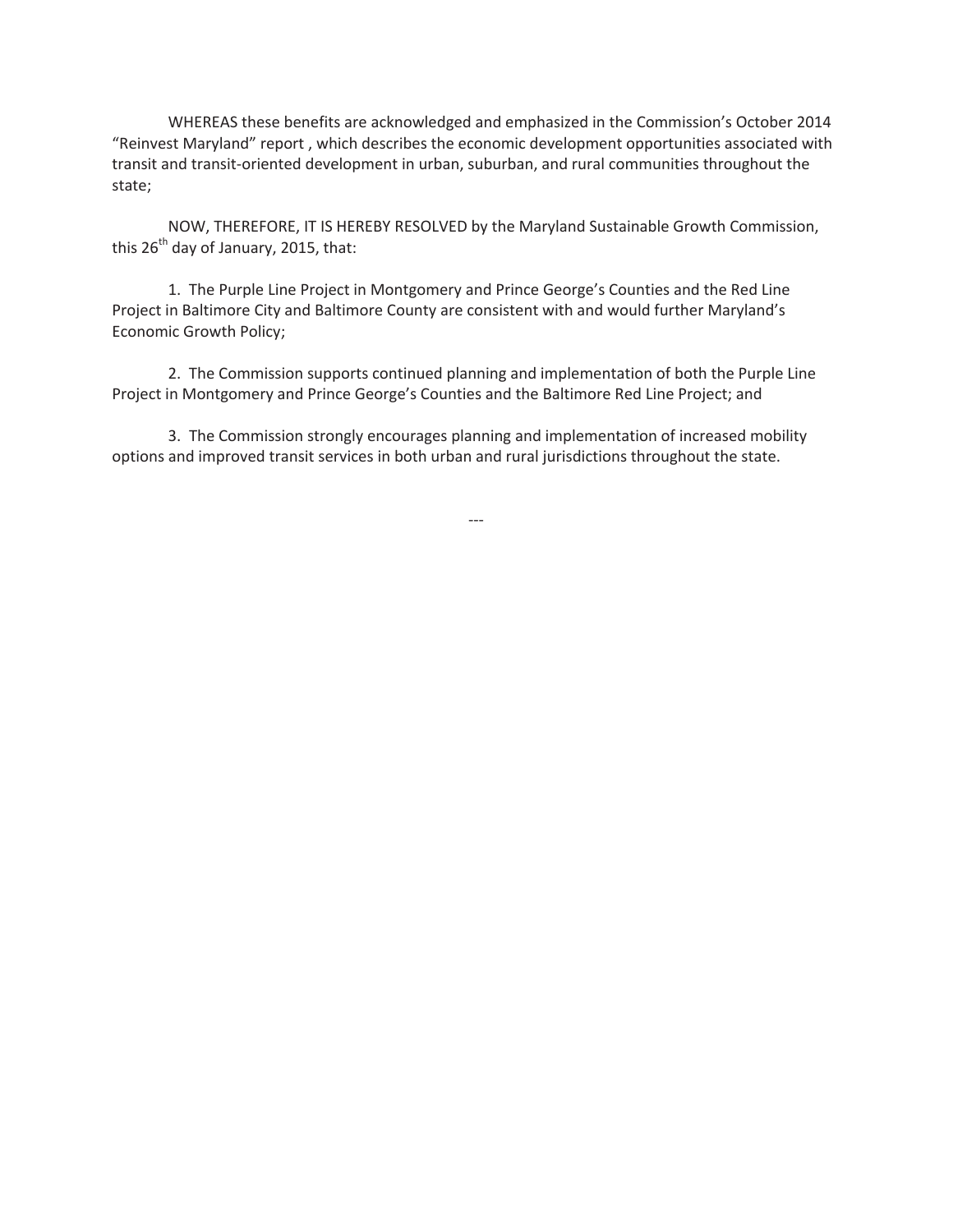WHEREAS these benefits are acknowledged and emphasized in the Commission's October 2014 "Reinvest Maryland" report , which describes the economic development opportunities associated with transit and transit-oriented development in urban, suburban, and rural communities throughout the state;

NOW, THEREFORE, IT IS HEREBY RESOLVED by the Maryland Sustainable Growth Commission, this 26th day of January, 2015, that:

1. The Purple Line Project in Montgomery and Prince George's Counties and the Red Line Project in Baltimore City and Baltimore County are consistent with and would further Maryland's Economic Growth Policy;

2. The Commission supports continued planning and implementation of both the Purple Line Project in Montgomery and Prince George's Counties and the Baltimore Red Line Project; and

3. The Commission strongly encourages planning and implementation of increased mobility options and improved transit services in both urban and rural jurisdictions throughout the state.

---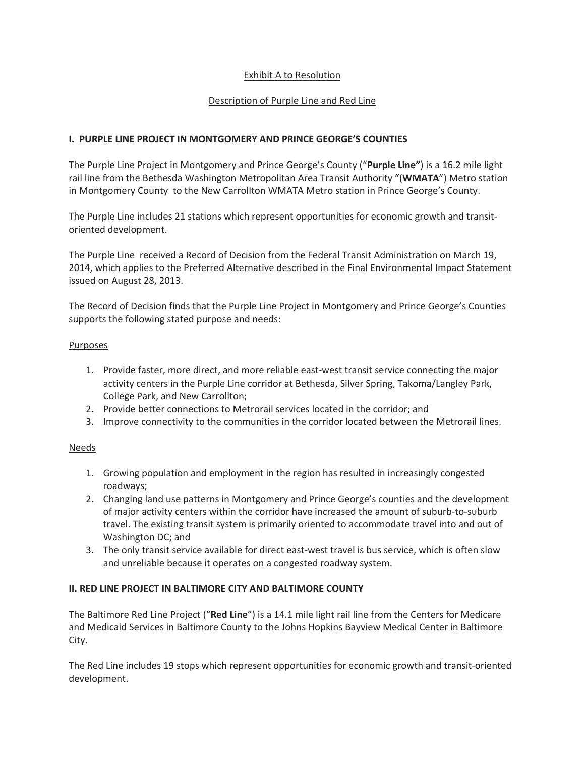Exhibit A to Resolution

Description of Purple Line and Red Line

**I. PURPLE LINE PROJECT IN MONTGOMERY AND PRINCE GEORGE'S COUNTIES**

The Purple Line Project in Montgomery and Prince George's County ("**Purple Line"**) is a 16.2 mile light rail line from the Bethesda Washington Metropolitan Area Transit Authority "(**WMATA**") Metro station in Montgomery County to the New Carrollton WMATA Metro station in Prince George's County.

The Purple Line includes 21 stations which represent opportunities for economic growth and transit-oriented development.

The Purple Line received a Record of Decision from the Federal Transit Administration on March 19, 2014, which applies to the Preferred Alternative described in the Final Environmental Impact Statement issued on August 28, 2013.

The Record of Decision finds that the Purple Line Project in Montgomery and Prince George's Counties supports the following stated purpose and needs:

Purposes

1. Provide faster, more direct, and more reliable east-west transit service connecting the major activity centers in the Purple Line corridor at Bethesda, Silver Spring, Takoma/Langley Park, College Park, and New Carrollton;
2. Provide better connections to Metrorail services located in the corridor; and
3. Improve connectivity to the communities in the corridor located between the Metrorail lines.

Needs

1. Growing population and employment in the region has resulted in increasingly congested roadways;
2. Changing land use patterns in Montgomery and Prince George's counties and the development of major activity centers within the corridor have increased the amount of suburb-to-suburb travel. The existing transit system is primarily oriented to accommodate travel into and out of Washington DC; and
3. The only transit service available for direct east-west travel is bus service, which is often slow and unreliable because it operates on a congested roadway system.

**II. RED LINE PROJECT IN BALTIMORE CITY AND BALTIMORE COUNTY**

The Baltimore Red Line Project ("**Red Line**") is a 14.1 mile light rail line from the Centers for Medicare and Medicaid Services in Baltimore County to the Johns Hopkins Bayview Medical Center in Baltimore City.

The Red Line includes 19 stops which represent opportunities for economic growth and transit-oriented development.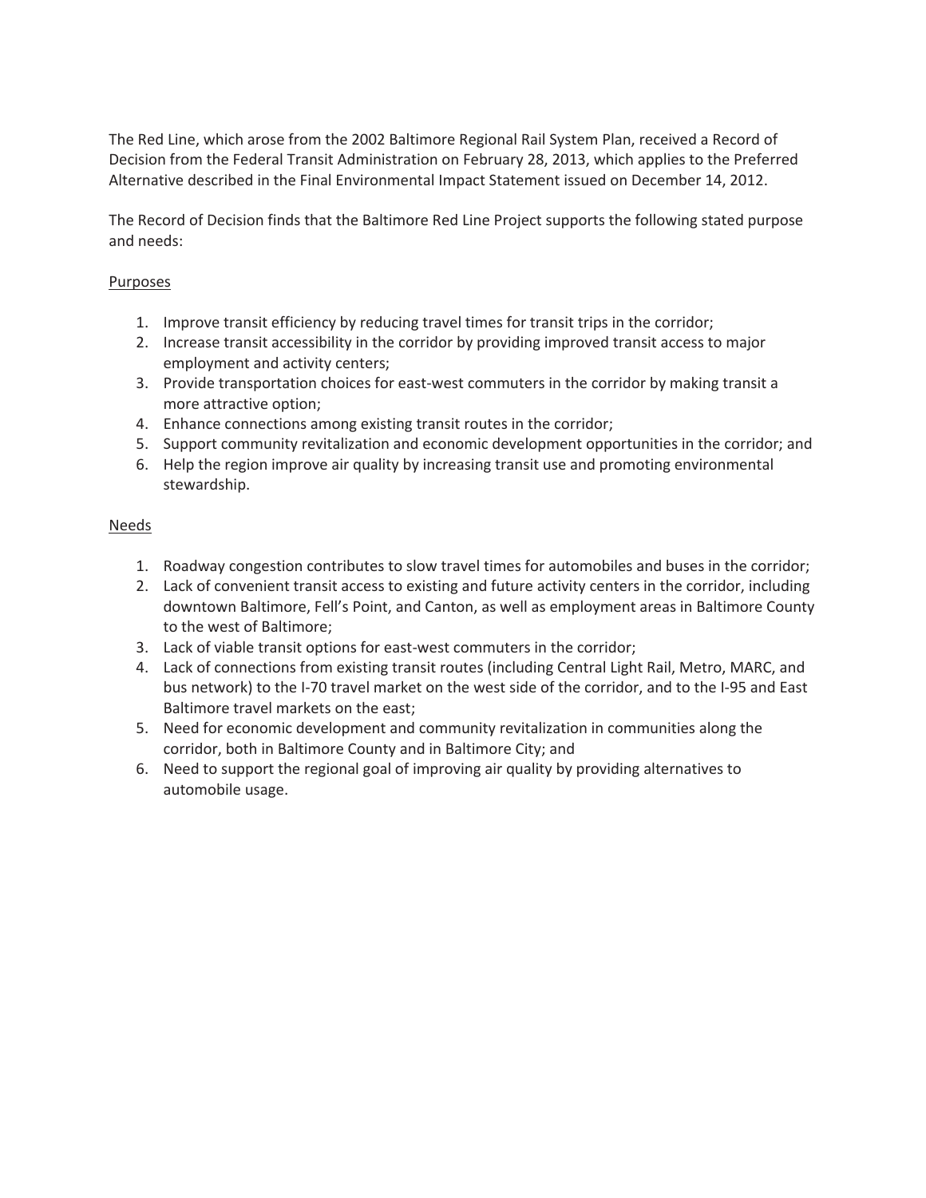The Red Line, which arose from the 2002 Baltimore Regional Rail System Plan, received a Record of Decision from the Federal Transit Administration on February 28, 2013, which applies to the Preferred Alternative described in the Final Environmental Impact Statement issued on December 14, 2012.

The Record of Decision finds that the Baltimore Red Line Project supports the following stated purpose and needs:

<u>Purposes</u>

1. Improve transit efficiency by reducing travel times for transit trips in the corridor;
2. Increase transit accessibility in the corridor by providing improved transit access to major employment and activity centers;
3. Provide transportation choices for east-west commuters in the corridor by making transit a more attractive option;
4. Enhance connections among existing transit routes in the corridor;
5. Support community revitalization and economic development opportunities in the corridor; and
6. Help the region improve air quality by increasing transit use and promoting environmental stewardship.

<u>Needs</u>

1. Roadway congestion contributes to slow travel times for automobiles and buses in the corridor;
2. Lack of convenient transit access to existing and future activity centers in the corridor, including downtown Baltimore, Fell's Point, and Canton, as well as employment areas in Baltimore County to the west of Baltimore;
3. Lack of viable transit options for east-west commuters in the corridor;
4. Lack of connections from existing transit routes (including Central Light Rail, Metro, MARC, and bus network) to the I-70 travel market on the west side of the corridor, and to the I-95 and East Baltimore travel markets on the east;
5. Need for economic development and community revitalization in communities along the corridor, both in Baltimore County and in Baltimore City; and
6. Need to support the regional goal of improving air quality by providing alternatives to automobile usage.